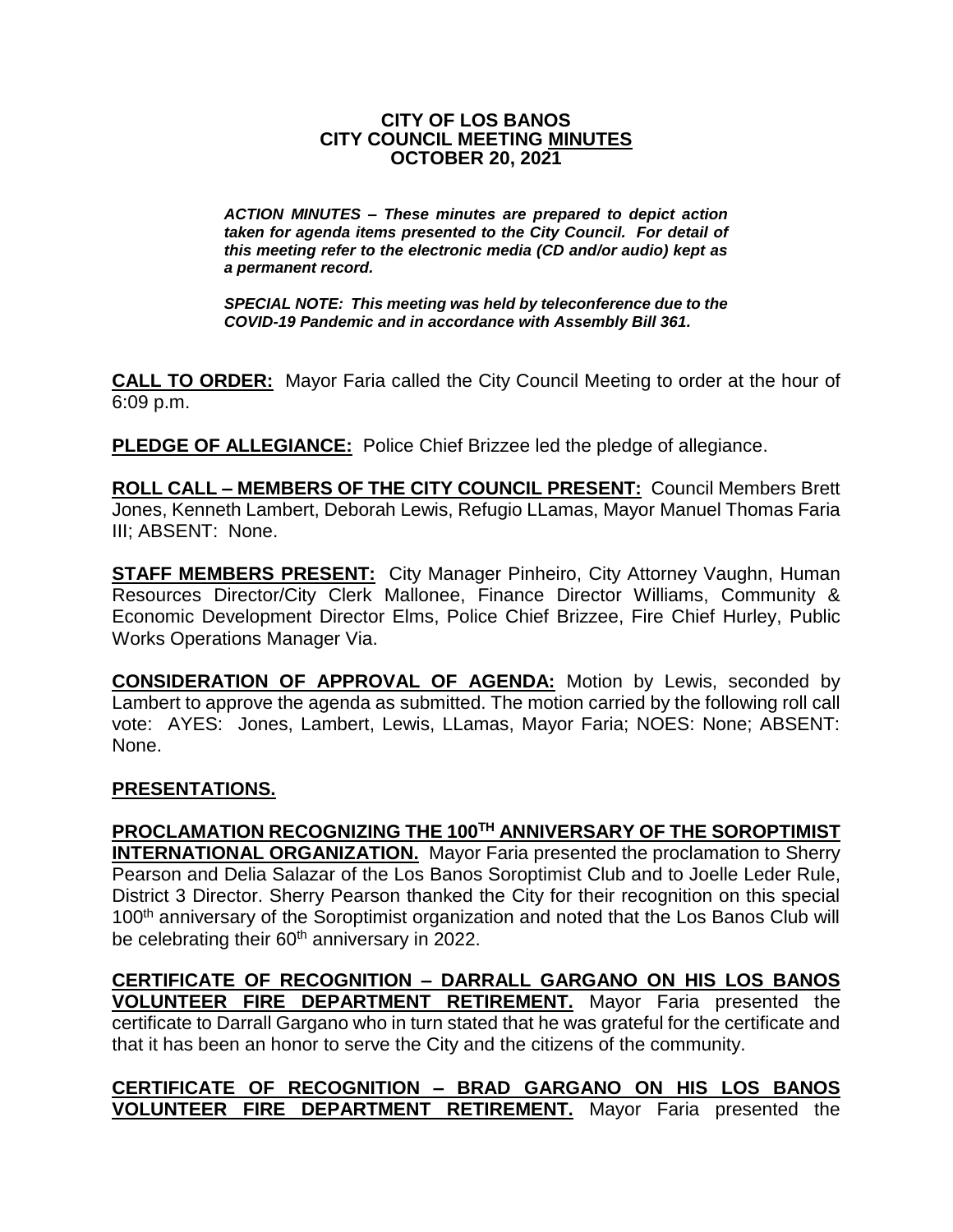# CITY OF LOS BANOS
## CITY COUNCIL MEETING MINUTES
## OCTOBER 20, 2021

***ACTION MINUTES – These minutes are prepared to depict action taken for agenda items presented to the City Council. For detail of this meeting refer to the electronic media (CD and/or audio) kept as a permanent record.***

***SPECIAL NOTE: This meeting was held by teleconference due to the COVID-19 Pandemic and in accordance with Assembly Bill 361.***

**CALL TO ORDER:** Mayor Faria called the City Council Meeting to order at the hour of 6:09 p.m.

**PLEDGE OF ALLEGIANCE:** Police Chief Brizzee led the pledge of allegiance.

**ROLL CALL – MEMBERS OF THE CITY COUNCIL PRESENT:** Council Members Brett Jones, Kenneth Lambert, Deborah Lewis, Refugio LLamas, Mayor Manuel Thomas Faria III; ABSENT: None.

**STAFF MEMBERS PRESENT:** City Manager Pinheiro, City Attorney Vaughn, Human Resources Director/City Clerk Mallonee, Finance Director Williams, Community & Economic Development Director Elms, Police Chief Brizzee, Fire Chief Hurley, Public Works Operations Manager Via.

**CONSIDERATION OF APPROVAL OF AGENDA:** Motion by Lewis, seconded by Lambert to approve the agenda as submitted. The motion carried by the following roll call vote: AYES: Jones, Lambert, Lewis, LLamas, Mayor Faria; NOES: None; ABSENT: None.

**PRESENTATIONS.**

**PROCLAMATION RECOGNIZING THE 100TH ANNIVERSARY OF THE SOROPTIMIST INTERNATIONAL ORGANIZATION.** Mayor Faria presented the proclamation to Sherry Pearson and Delia Salazar of the Los Banos Soroptimist Club and to Joelle Leder Rule, District 3 Director. Sherry Pearson thanked the City for their recognition on this special 100th anniversary of the Soroptimist organization and noted that the Los Banos Club will be celebrating their 60th anniversary in 2022.

**CERTIFICATE OF RECOGNITION – DARRALL GARGANO ON HIS LOS BANOS VOLUNTEER FIRE DEPARTMENT RETIREMENT.** Mayor Faria presented the certificate to Darrall Gargano who in turn stated that he was grateful for the certificate and that it has been an honor to serve the City and the citizens of the community.

**CERTIFICATE OF RECOGNITION – BRAD GARGANO ON HIS LOS BANOS VOLUNTEER FIRE DEPARTMENT RETIREMENT.** Mayor Faria presented the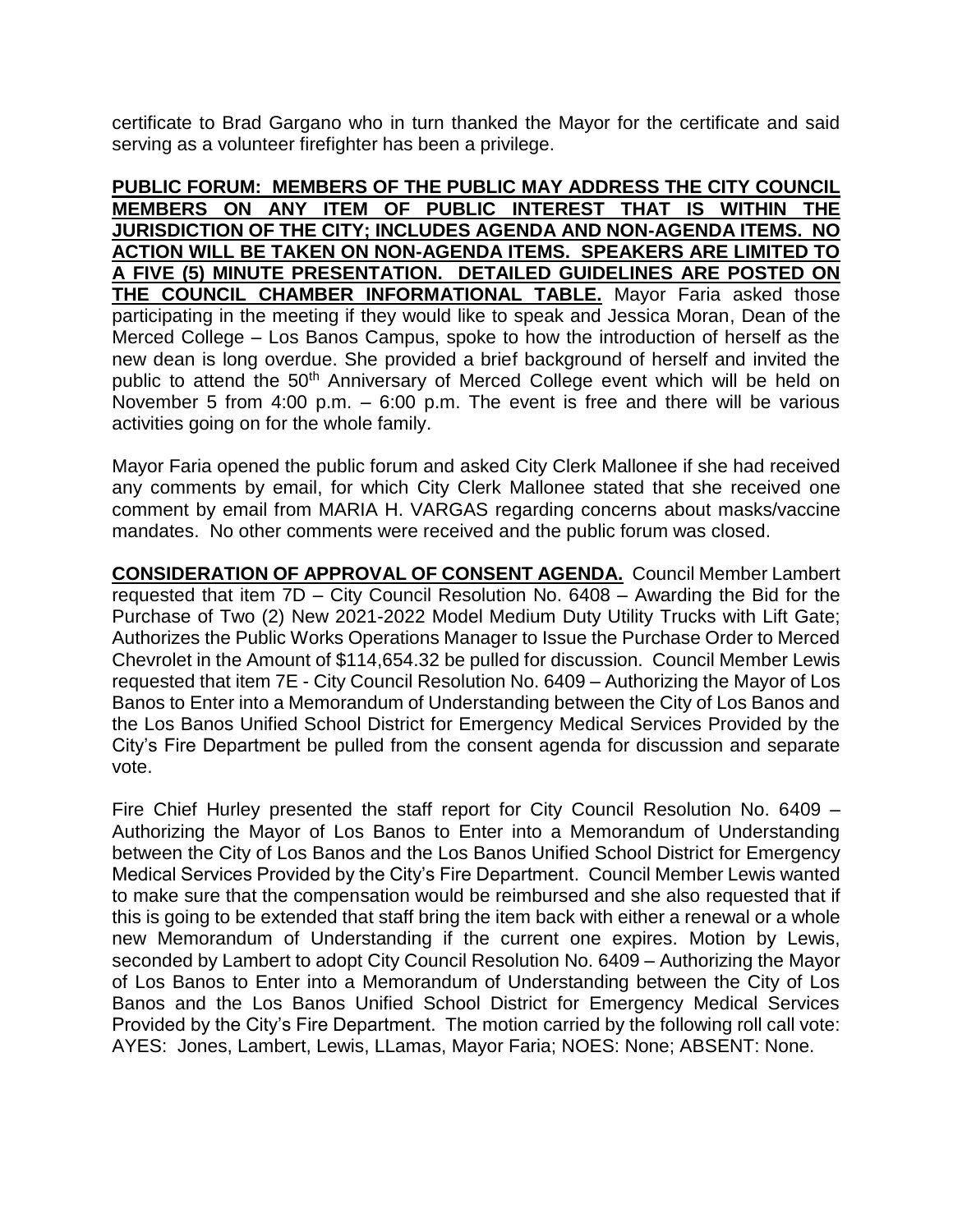certificate to Brad Gargano who in turn thanked the Mayor for the certificate and said serving as a volunteer firefighter has been a privilege.

**PUBLIC FORUM: MEMBERS OF THE PUBLIC MAY ADDRESS THE CITY COUNCIL MEMBERS ON ANY ITEM OF PUBLIC INTEREST THAT IS WITHIN THE JURISDICTION OF THE CITY; INCLUDES AGENDA AND NON-AGENDA ITEMS. NO ACTION WILL BE TAKEN ON NON-AGENDA ITEMS. SPEAKERS ARE LIMITED TO A FIVE (5) MINUTE PRESENTATION. DETAILED GUIDELINES ARE POSTED ON THE COUNCIL CHAMBER INFORMATIONAL TABLE.** Mayor Faria asked those participating in the meeting if they would like to speak and Jessica Moran, Dean of the Merced College – Los Banos Campus, spoke to how the introduction of herself as the new dean is long overdue. She provided a brief background of herself and invited the public to attend the 50th Anniversary of Merced College event which will be held on November 5 from 4:00 p.m. – 6:00 p.m. The event is free and there will be various activities going on for the whole family.

Mayor Faria opened the public forum and asked City Clerk Mallonee if she had received any comments by email, for which City Clerk Mallonee stated that she received one comment by email from MARIA H. VARGAS regarding concerns about masks/vaccine mandates. No other comments were received and the public forum was closed.

**CONSIDERATION OF APPROVAL OF CONSENT AGENDA.** Council Member Lambert requested that item 7D – City Council Resolution No. 6408 – Awarding the Bid for the Purchase of Two (2) New 2021-2022 Model Medium Duty Utility Trucks with Lift Gate; Authorizes the Public Works Operations Manager to Issue the Purchase Order to Merced Chevrolet in the Amount of $114,654.32 be pulled for discussion. Council Member Lewis requested that item 7E - City Council Resolution No. 6409 – Authorizing the Mayor of Los Banos to Enter into a Memorandum of Understanding between the City of Los Banos and the Los Banos Unified School District for Emergency Medical Services Provided by the City's Fire Department be pulled from the consent agenda for discussion and separate vote.

Fire Chief Hurley presented the staff report for City Council Resolution No. 6409 – Authorizing the Mayor of Los Banos to Enter into a Memorandum of Understanding between the City of Los Banos and the Los Banos Unified School District for Emergency Medical Services Provided by the City's Fire Department. Council Member Lewis wanted to make sure that the compensation would be reimbursed and she also requested that if this is going to be extended that staff bring the item back with either a renewal or a whole new Memorandum of Understanding if the current one expires. Motion by Lewis, seconded by Lambert to adopt City Council Resolution No. 6409 – Authorizing the Mayor of Los Banos to Enter into a Memorandum of Understanding between the City of Los Banos and the Los Banos Unified School District for Emergency Medical Services Provided by the City's Fire Department. The motion carried by the following roll call vote: AYES: Jones, Lambert, Lewis, LLamas, Mayor Faria; NOES: None; ABSENT: None.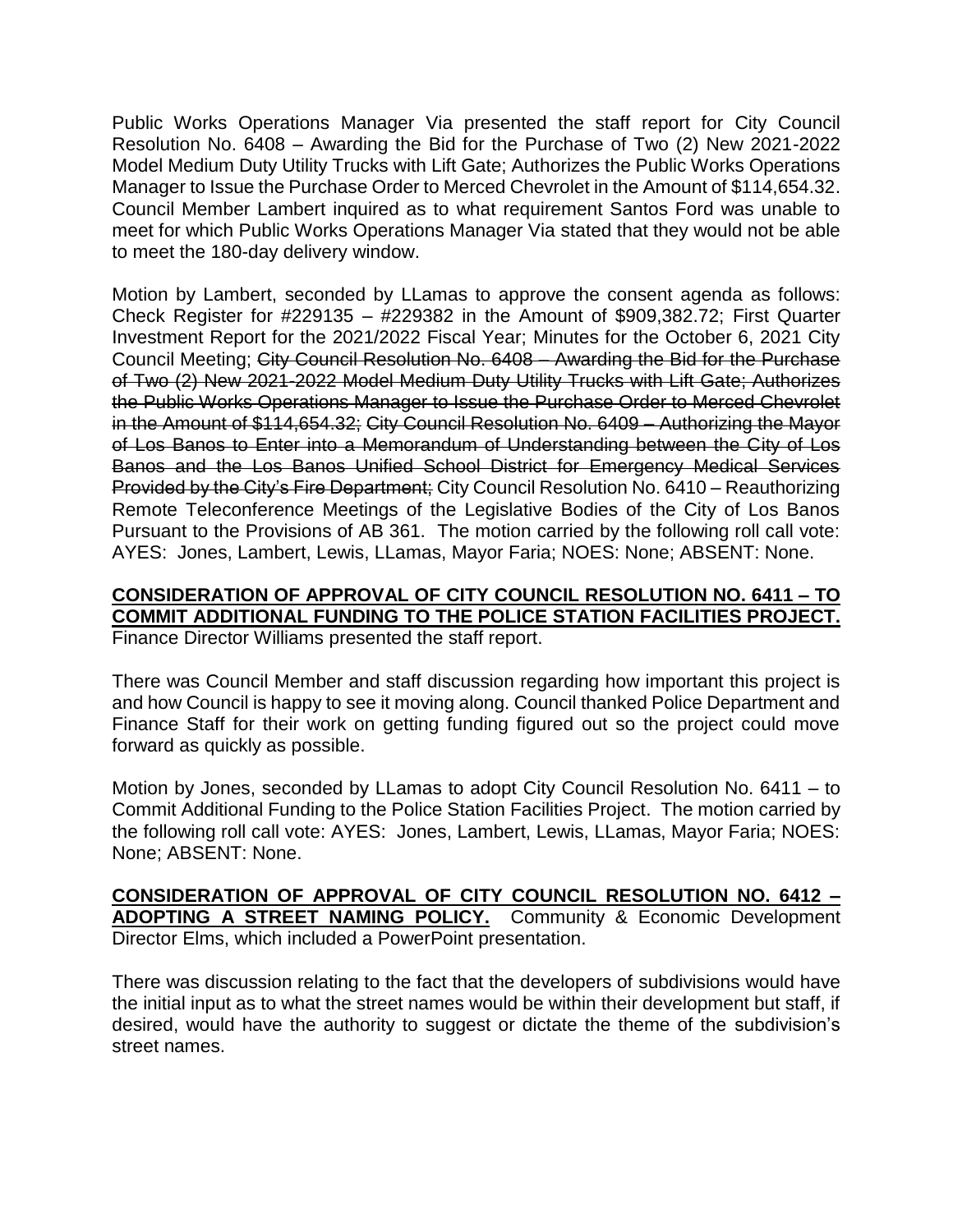Public Works Operations Manager Via presented the staff report for City Council Resolution No. 6408 – Awarding the Bid for the Purchase of Two (2) New 2021-2022 Model Medium Duty Utility Trucks with Lift Gate; Authorizes the Public Works Operations Manager to Issue the Purchase Order to Merced Chevrolet in the Amount of $114,654.32. Council Member Lambert inquired as to what requirement Santos Ford was unable to meet for which Public Works Operations Manager Via stated that they would not be able to meet the 180-day delivery window.

Motion by Lambert, seconded by LLamas to approve the consent agenda as follows: Check Register for #229135 – #229382 in the Amount of $909,382.72; First Quarter Investment Report for the 2021/2022 Fiscal Year; Minutes for the October 6, 2021 City Council Meeting; ~~City Council Resolution No. 6408 – Awarding the Bid for the Purchase of Two (2) New 2021-2022 Model Medium Duty Utility Trucks with Lift Gate; Authorizes the Public Works Operations Manager to Issue the Purchase Order to Merced Chevrolet in the Amount of $114,654.32;~~ ~~City Council Resolution No. 6409 – Authorizing the Mayor of Los Banos to Enter into a Memorandum of Understanding between the City of Los Banos and the Los Banos Unified School District for Emergency Medical Services Provided by the City's Fire Department;~~ City Council Resolution No. 6410 – Reauthorizing Remote Teleconference Meetings of the Legislative Bodies of the City of Los Banos Pursuant to the Provisions of AB 361. The motion carried by the following roll call vote: AYES: Jones, Lambert, Lewis, LLamas, Mayor Faria; NOES: None; ABSENT: None.

**CONSIDERATION OF APPROVAL OF CITY COUNCIL RESOLUTION NO. 6411 – TO COMMIT ADDITIONAL FUNDING TO THE POLICE STATION FACILITIES PROJECT.** Finance Director Williams presented the staff report.

There was Council Member and staff discussion regarding how important this project is and how Council is happy to see it moving along. Council thanked Police Department and Finance Staff for their work on getting funding figured out so the project could move forward as quickly as possible.

Motion by Jones, seconded by LLamas to adopt City Council Resolution No. 6411 – to Commit Additional Funding to the Police Station Facilities Project. The motion carried by the following roll call vote: AYES: Jones, Lambert, Lewis, LLamas, Mayor Faria; NOES: None; ABSENT: None.

**CONSIDERATION OF APPROVAL OF CITY COUNCIL RESOLUTION NO. 6412 – ADOPTING A STREET NAMING POLICY.** Community & Economic Development Director Elms, which included a PowerPoint presentation.

There was discussion relating to the fact that the developers of subdivisions would have the initial input as to what the street names would be within their development but staff, if desired, would have the authority to suggest or dictate the theme of the subdivision's street names.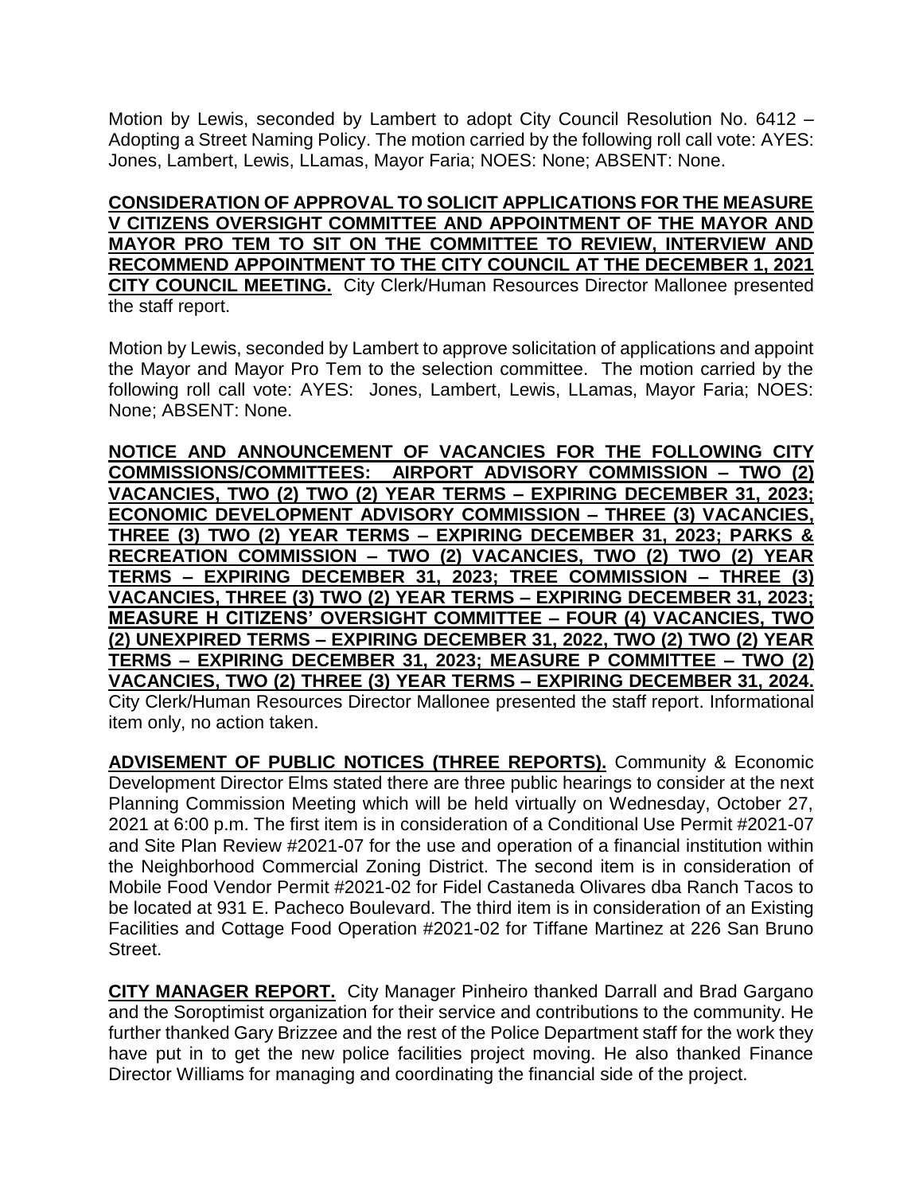Motion by Lewis, seconded by Lambert to adopt City Council Resolution No. 6412 – Adopting a Street Naming Policy. The motion carried by the following roll call vote: AYES: Jones, Lambert, Lewis, LLamas, Mayor Faria; NOES: None; ABSENT: None.

**CONSIDERATION OF APPROVAL TO SOLICIT APPLICATIONS FOR THE MEASURE V CITIZENS OVERSIGHT COMMITTEE AND APPOINTMENT OF THE MAYOR AND MAYOR PRO TEM TO SIT ON THE COMMITTEE TO REVIEW, INTERVIEW AND RECOMMEND APPOINTMENT TO THE CITY COUNCIL AT THE DECEMBER 1, 2021 CITY COUNCIL MEETING.** City Clerk/Human Resources Director Mallonee presented the staff report.

Motion by Lewis, seconded by Lambert to approve solicitation of applications and appoint the Mayor and Mayor Pro Tem to the selection committee. The motion carried by the following roll call vote: AYES: Jones, Lambert, Lewis, LLamas, Mayor Faria; NOES: None; ABSENT: None.

**NOTICE AND ANNOUNCEMENT OF VACANCIES FOR THE FOLLOWING CITY COMMISSIONS/COMMITTEES: AIRPORT ADVISORY COMMISSION – TWO (2) VACANCIES, TWO (2) TWO (2) YEAR TERMS – EXPIRING DECEMBER 31, 2023; ECONOMIC DEVELOPMENT ADVISORY COMMISSION – THREE (3) VACANCIES, THREE (3) TWO (2) YEAR TERMS – EXPIRING DECEMBER 31, 2023; PARKS & RECREATION COMMISSION – TWO (2) VACANCIES, TWO (2) TWO (2) YEAR TERMS – EXPIRING DECEMBER 31, 2023; TREE COMMISSION – THREE (3) VACANCIES, THREE (3) TWO (2) YEAR TERMS – EXPIRING DECEMBER 31, 2023; MEASURE H CITIZENS' OVERSIGHT COMMITTEE – FOUR (4) VACANCIES, TWO (2) UNEXPIRED TERMS – EXPIRING DECEMBER 31, 2022, TWO (2) TWO (2) YEAR TERMS – EXPIRING DECEMBER 31, 2023; MEASURE P COMMITTEE – TWO (2) VACANCIES, TWO (2) THREE (3) YEAR TERMS – EXPIRING DECEMBER 31, 2024.** City Clerk/Human Resources Director Mallonee presented the staff report. Informational item only, no action taken.

**ADVISEMENT OF PUBLIC NOTICES (THREE REPORTS).** Community & Economic Development Director Elms stated there are three public hearings to consider at the next Planning Commission Meeting which will be held virtually on Wednesday, October 27, 2021 at 6:00 p.m. The first item is in consideration of a Conditional Use Permit #2021-07 and Site Plan Review #2021-07 for the use and operation of a financial institution within the Neighborhood Commercial Zoning District. The second item is in consideration of Mobile Food Vendor Permit #2021-02 for Fidel Castaneda Olivares dba Ranch Tacos to be located at 931 E. Pacheco Boulevard. The third item is in consideration of an Existing Facilities and Cottage Food Operation #2021-02 for Tiffane Martinez at 226 San Bruno Street.

**CITY MANAGER REPORT.** City Manager Pinheiro thanked Darrall and Brad Gargano and the Soroptimist organization for their service and contributions to the community. He further thanked Gary Brizzee and the rest of the Police Department staff for the work they have put in to get the new police facilities project moving. He also thanked Finance Director Williams for managing and coordinating the financial side of the project.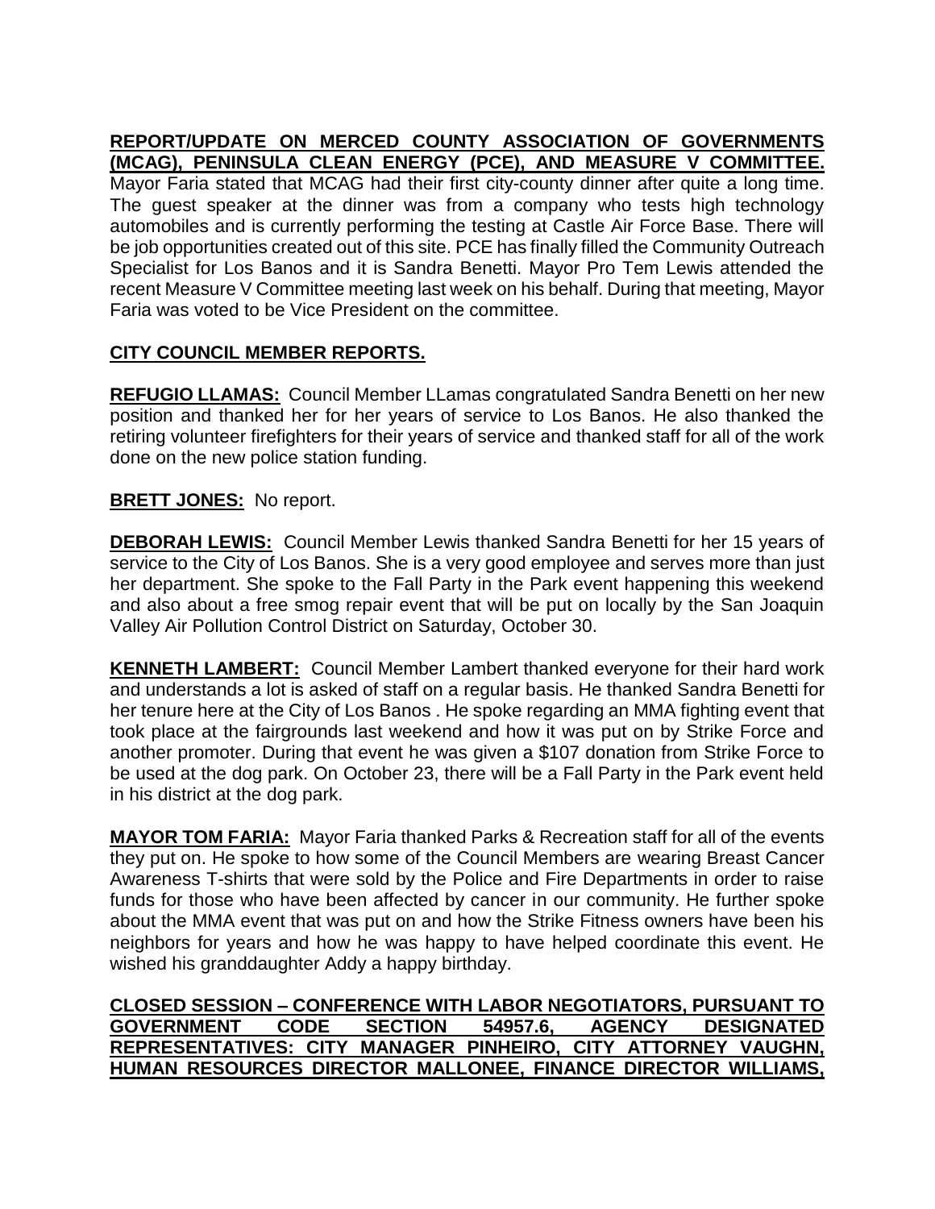**REPORT/UPDATE ON MERCED COUNTY ASSOCIATION OF GOVERNMENTS (MCAG), PENINSULA CLEAN ENERGY (PCE), AND MEASURE V COMMITTEE.** Mayor Faria stated that MCAG had their first city-county dinner after quite a long time. The guest speaker at the dinner was from a company who tests high technology automobiles and is currently performing the testing at Castle Air Force Base. There will be job opportunities created out of this site. PCE has finally filled the Community Outreach Specialist for Los Banos and it is Sandra Benetti. Mayor Pro Tem Lewis attended the recent Measure V Committee meeting last week on his behalf. During that meeting, Mayor Faria was voted to be Vice President on the committee.

**CITY COUNCIL MEMBER REPORTS.**

**REFUGIO LLAMAS:** Council Member LLamas congratulated Sandra Benetti on her new position and thanked her for her years of service to Los Banos. He also thanked the retiring volunteer firefighters for their years of service and thanked staff for all of the work done on the new police station funding.

**BRETT JONES:** No report.

**DEBORAH LEWIS:** Council Member Lewis thanked Sandra Benetti for her 15 years of service to the City of Los Banos. She is a very good employee and serves more than just her department. She spoke to the Fall Party in the Park event happening this weekend and also about a free smog repair event that will be put on locally by the San Joaquin Valley Air Pollution Control District on Saturday, October 30.

**KENNETH LAMBERT:** Council Member Lambert thanked everyone for their hard work and understands a lot is asked of staff on a regular basis. He thanked Sandra Benetti for her tenure here at the City of Los Banos . He spoke regarding an MMA fighting event that took place at the fairgrounds last weekend and how it was put on by Strike Force and another promoter. During that event he was given a $107 donation from Strike Force to be used at the dog park. On October 23, there will be a Fall Party in the Park event held in his district at the dog park.

**MAYOR TOM FARIA:** Mayor Faria thanked Parks & Recreation staff for all of the events they put on. He spoke to how some of the Council Members are wearing Breast Cancer Awareness T-shirts that were sold by the Police and Fire Departments in order to raise funds for those who have been affected by cancer in our community. He further spoke about the MMA event that was put on and how the Strike Fitness owners have been his neighbors for years and how he was happy to have helped coordinate this event. He wished his granddaughter Addy a happy birthday.

**CLOSED SESSION – CONFERENCE WITH LABOR NEGOTIATORS, PURSUANT TO GOVERNMENT CODE SECTION 54957.6, AGENCY DESIGNATED REPRESENTATIVES: CITY MANAGER PINHEIRO, CITY ATTORNEY VAUGHN, HUMAN RESOURCES DIRECTOR MALLONEE, FINANCE DIRECTOR WILLIAMS,**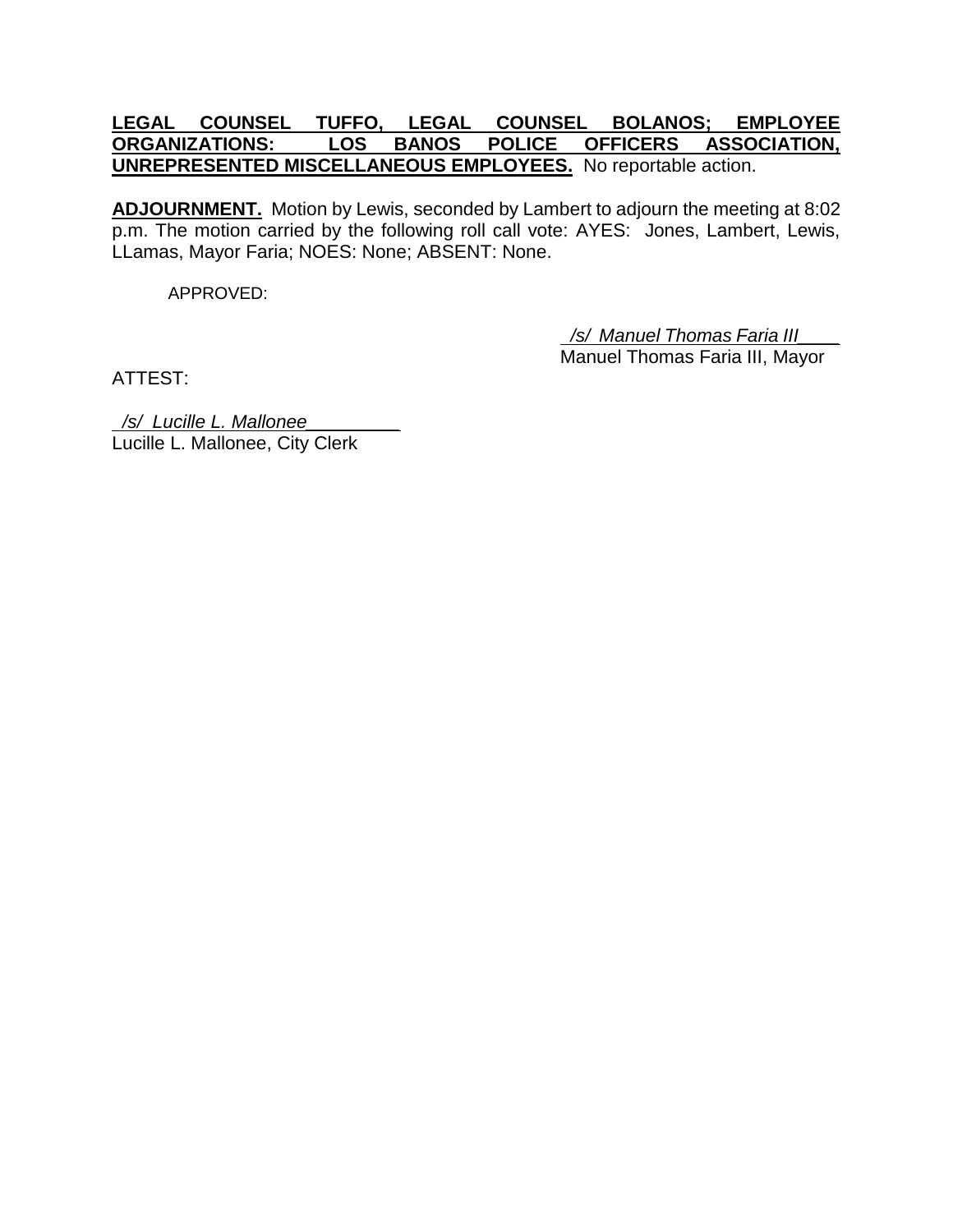**LEGAL COUNSEL TUFFO, LEGAL COUNSEL BOLANOS; EMPLOYEE ORGANIZATIONS: LOS BANOS POLICE OFFICERS ASSOCIATION, UNREPRESENTED MISCELLANEOUS EMPLOYEES.** No reportable action.

**ADJOURNMENT.** Motion by Lewis, seconded by Lambert to adjourn the meeting at 8:02 p.m. The motion carried by the following roll call vote: AYES: Jones, Lambert, Lewis, LLamas, Mayor Faria; NOES: None; ABSENT: None.

APPROVED:

*/s/ Manuel Thomas Faria III*
Manuel Thomas Faria III, Mayor

ATTEST:

*/s/ Lucille L. Mallonee*
Lucille L. Mallonee, City Clerk